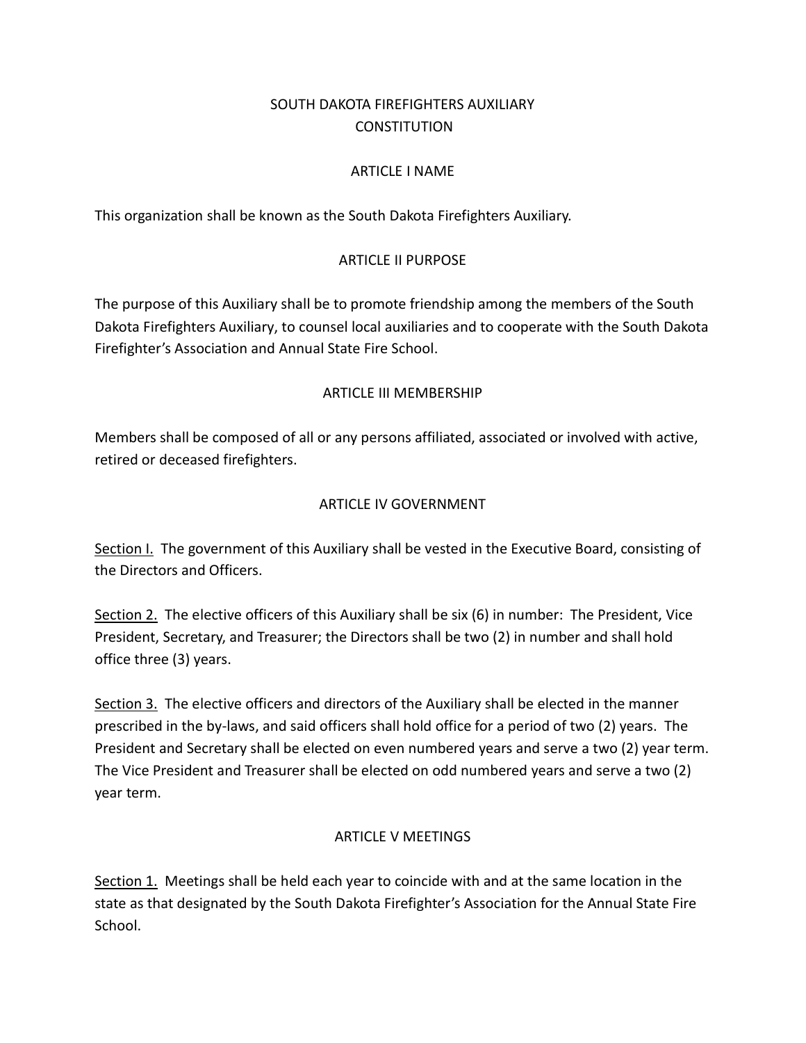# SOUTH DAKOTA FIREFIGHTERS AUXILIARY CONSTITUTION

## ARTICLE I NAME

This organization shall be known as the South Dakota Firefighters Auxiliary.

## ARTICLE II PURPOSE

The purpose of this Auxiliary shall be to promote friendship among the members of the South Dakota Firefighters Auxiliary, to counsel local auxiliaries and to cooperate with the South Dakota Firefighter's Association and Annual State Fire School.

## ARTICLE III MEMBERSHIP

Members shall be composed of all or any persons affiliated, associated or involved with active, retired or deceased firefighters.

## ARTICLE IV GOVERNMENT

Section I. The government of this Auxiliary shall be vested in the Executive Board, consisting of the Directors and Officers.

Section 2. The elective officers of this Auxiliary shall be six (6) in number: The President, Vice President, Secretary, and Treasurer; the Directors shall be two (2) in number and shall hold office three (3) years.

Section 3. The elective officers and directors of the Auxiliary shall be elected in the manner prescribed in the by-laws, and said officers shall hold office for a period of two (2) years. The President and Secretary shall be elected on even numbered years and serve a two (2) year term. The Vice President and Treasurer shall be elected on odd numbered years and serve a two (2) year term.

## ARTICLE V MEETINGS

Section 1. Meetings shall be held each year to coincide with and at the same location in the state as that designated by the South Dakota Firefighter's Association for the Annual State Fire School.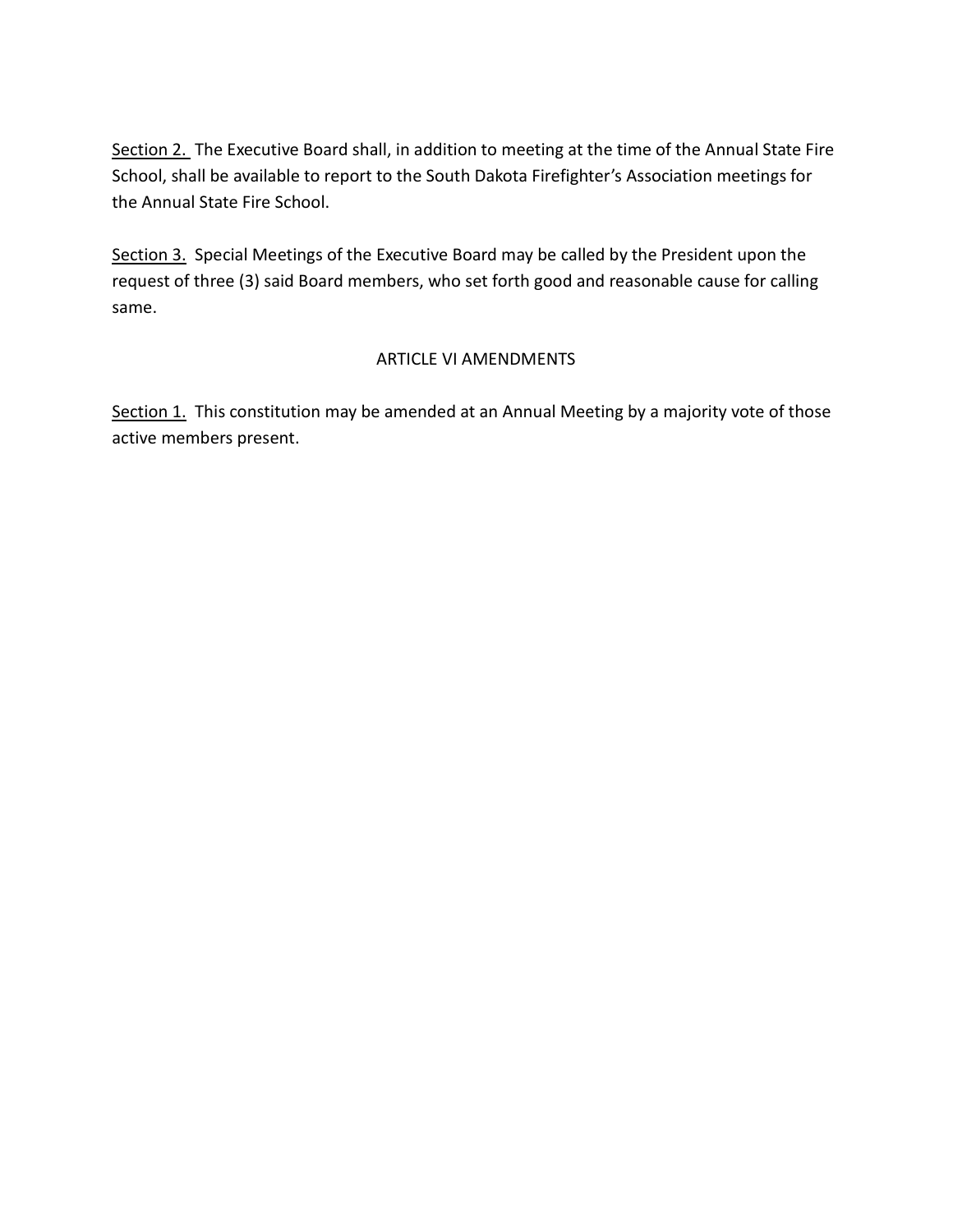<u>Section 2.</u> The Executive Board shall, in addition to meeting at the time of the Annual State Fire School, shall be available to report to the South Dakota Firefighter's Association meetings for the Annual State Fire School.

<u>Section 3.</u> Special Meetings of the Executive Board may be called by the President upon the request of three (3) said Board members, who set forth good and reasonable cause for calling same.

## ARTICLE VI AMENDMENTS

<u>Section 1.</u> This constitution may be amended at an Annual Meeting by a majority vote of those active members present.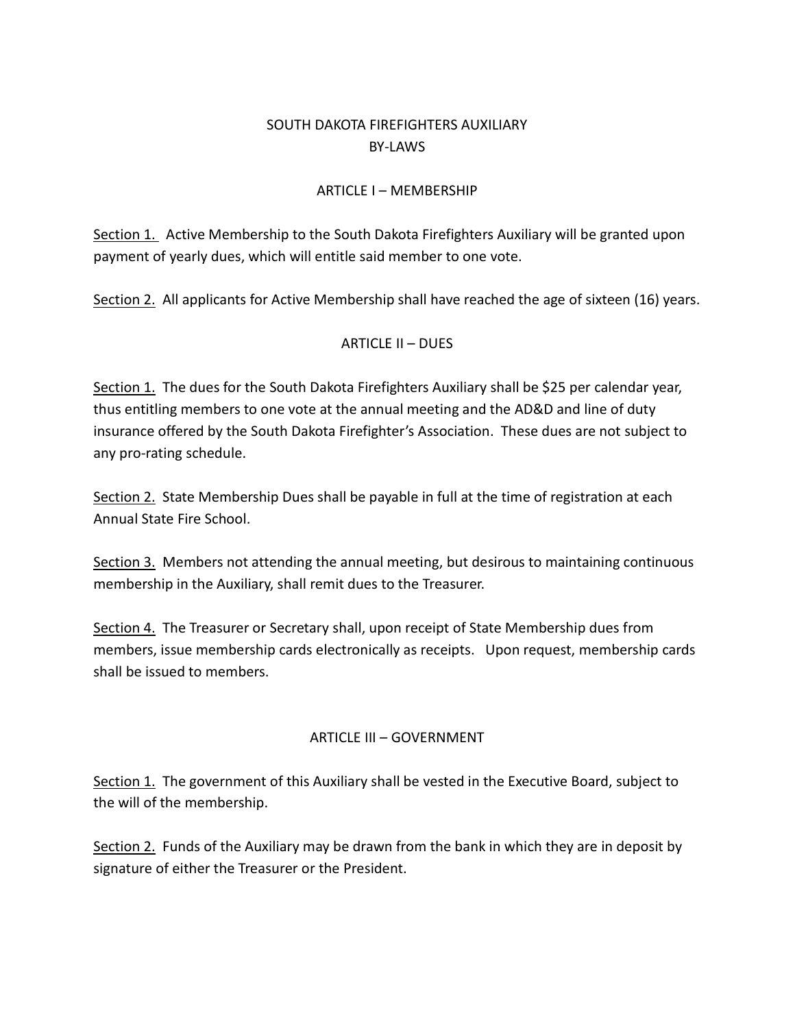# SOUTH DAKOTA FIREFIGHTERS AUXILIARY
# BY-LAWS

## ARTICLE I – MEMBERSHIP

<u>Section 1.</u> Active Membership to the South Dakota Firefighters Auxiliary will be granted upon payment of yearly dues, which will entitle said member to one vote.

<u>Section 2.</u> All applicants for Active Membership shall have reached the age of sixteen (16) years.

## ARTICLE II – DUES

<u>Section 1.</u> The dues for the South Dakota Firefighters Auxiliary shall be $25 per calendar year, thus entitling members to one vote at the annual meeting and the AD&D and line of duty insurance offered by the South Dakota Firefighter's Association. These dues are not subject to any pro-rating schedule.

<u>Section 2.</u> State Membership Dues shall be payable in full at the time of registration at each Annual State Fire School.

<u>Section 3.</u> Members not attending the annual meeting, but desirous to maintaining continuous membership in the Auxiliary, shall remit dues to the Treasurer.

<u>Section 4.</u> The Treasurer or Secretary shall, upon receipt of State Membership dues from members, issue membership cards electronically as receipts. Upon request, membership cards shall be issued to members.

## ARTICLE III – GOVERNMENT

<u>Section 1.</u> The government of this Auxiliary shall be vested in the Executive Board, subject to the will of the membership.

<u>Section 2.</u> Funds of the Auxiliary may be drawn from the bank in which they are in deposit by signature of either the Treasurer or the President.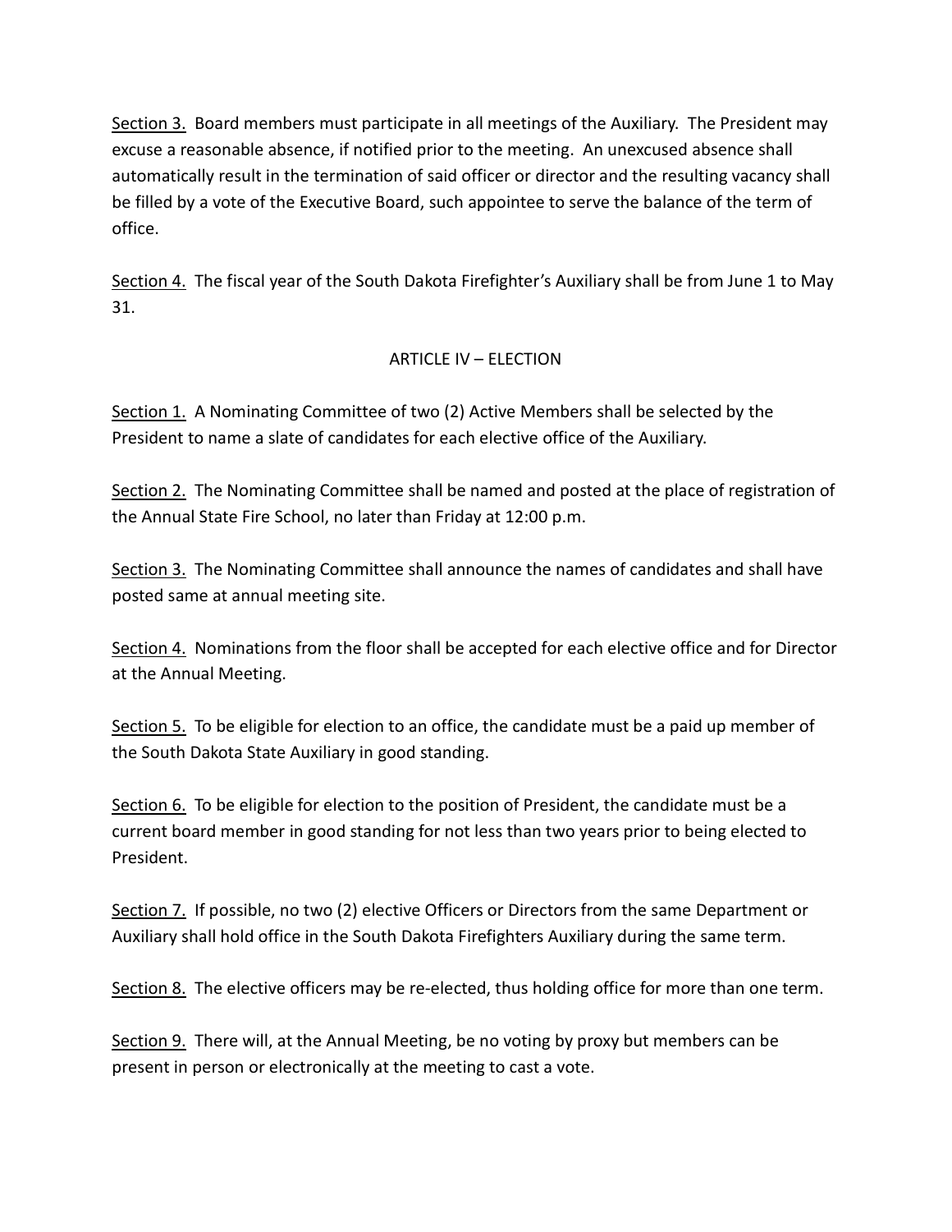Section 3. Board members must participate in all meetings of the Auxiliary. The President may excuse a reasonable absence, if notified prior to the meeting. An unexcused absence shall automatically result in the termination of said officer or director and the resulting vacancy shall be filled by a vote of the Executive Board, such appointee to serve the balance of the term of office.

Section 4. The fiscal year of the South Dakota Firefighter's Auxiliary shall be from June 1 to May 31.

## ARTICLE IV – ELECTION

Section 1. A Nominating Committee of two (2) Active Members shall be selected by the President to name a slate of candidates for each elective office of the Auxiliary.

Section 2. The Nominating Committee shall be named and posted at the place of registration of the Annual State Fire School, no later than Friday at 12:00 p.m.

Section 3. The Nominating Committee shall announce the names of candidates and shall have posted same at annual meeting site.

Section 4. Nominations from the floor shall be accepted for each elective office and for Director at the Annual Meeting.

Section 5. To be eligible for election to an office, the candidate must be a paid up member of the South Dakota State Auxiliary in good standing.

Section 6. To be eligible for election to the position of President, the candidate must be a current board member in good standing for not less than two years prior to being elected to President.

Section 7. If possible, no two (2) elective Officers or Directors from the same Department or Auxiliary shall hold office in the South Dakota Firefighters Auxiliary during the same term.

Section 8. The elective officers may be re-elected, thus holding office for more than one term.

Section 9. There will, at the Annual Meeting, be no voting by proxy but members can be present in person or electronically at the meeting to cast a vote.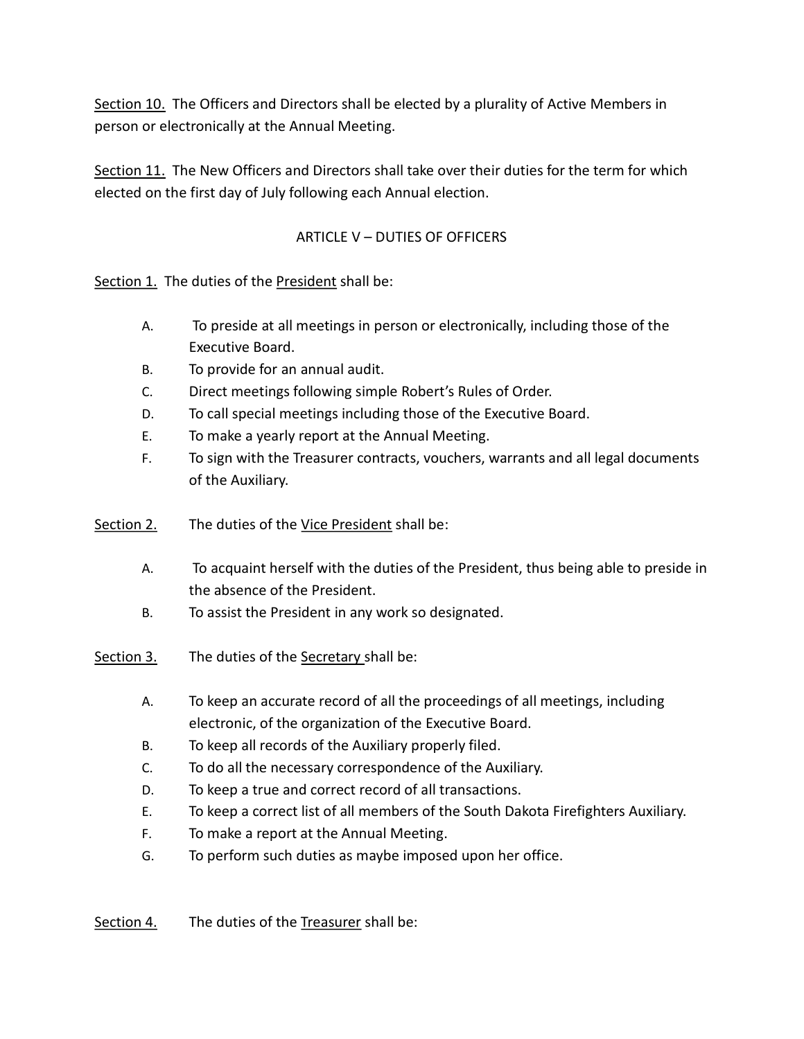Section 10. The Officers and Directors shall be elected by a plurality of Active Members in person or electronically at the Annual Meeting.

Section 11. The New Officers and Directors shall take over their duties for the term for which elected on the first day of July following each Annual election.

## ARTICLE V – DUTIES OF OFFICERS

Section 1. The duties of the President shall be:

A. To preside at all meetings in person or electronically, including those of the Executive Board.
B. To provide for an annual audit.
C. Direct meetings following simple Robert's Rules of Order.
D. To call special meetings including those of the Executive Board.
E. To make a yearly report at the Annual Meeting.
F. To sign with the Treasurer contracts, vouchers, warrants and all legal documents of the Auxiliary.

Section 2. The duties of the Vice President shall be:

A. To acquaint herself with the duties of the President, thus being able to preside in the absence of the President.
B. To assist the President in any work so designated.

Section 3. The duties of the Secretary shall be:

A. To keep an accurate record of all the proceedings of all meetings, including electronic, of the organization of the Executive Board.
B. To keep all records of the Auxiliary properly filed.
C. To do all the necessary correspondence of the Auxiliary.
D. To keep a true and correct record of all transactions.
E. To keep a correct list of all members of the South Dakota Firefighters Auxiliary.
F. To make a report at the Annual Meeting.
G. To perform such duties as maybe imposed upon her office.

Section 4. The duties of the Treasurer shall be: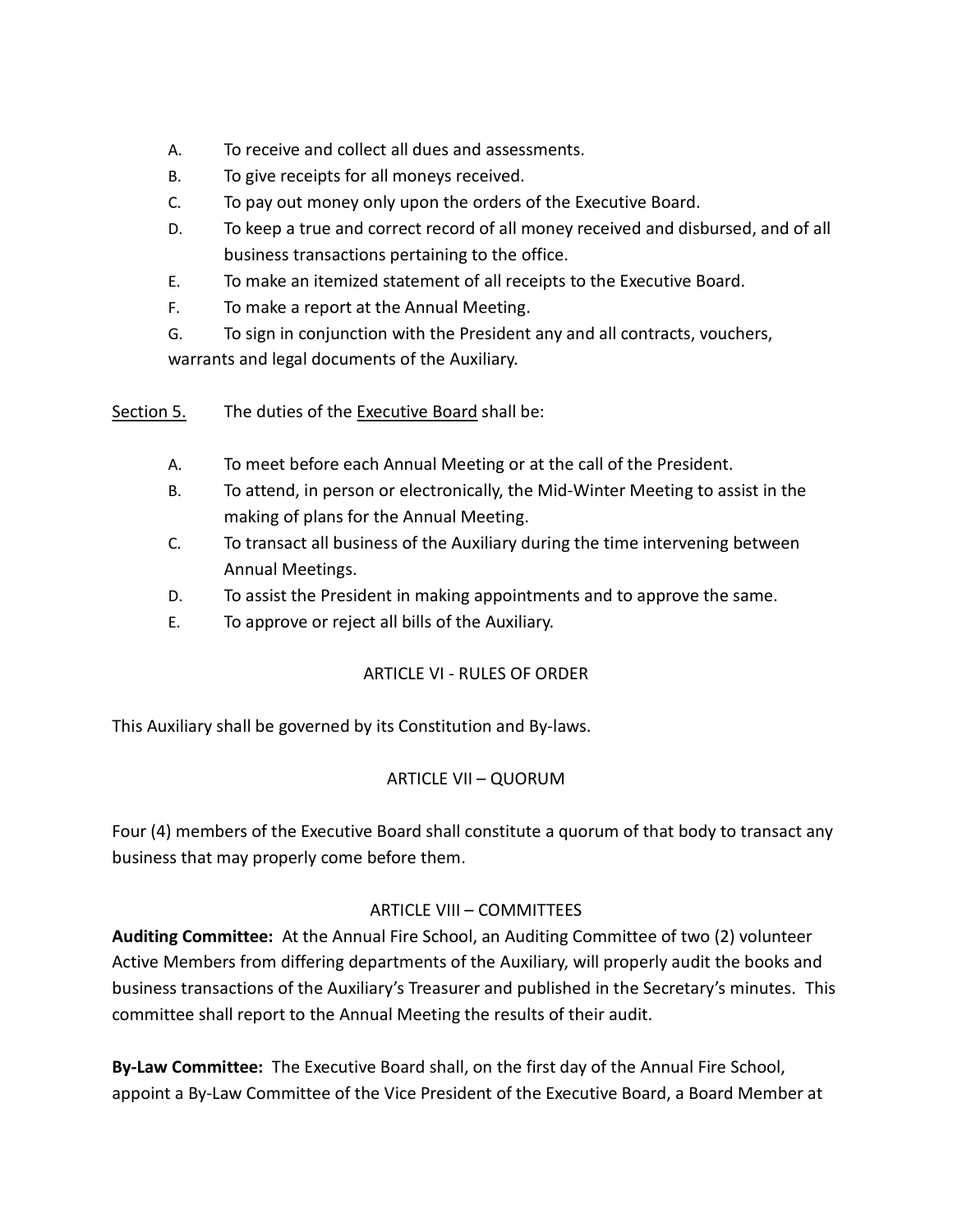A. To receive and collect all dues and assessments.
B. To give receipts for all moneys received.
C. To pay out money only upon the orders of the Executive Board.
D. To keep a true and correct record of all money received and disbursed, and of all business transactions pertaining to the office.
E. To make an itemized statement of all receipts to the Executive Board.
F. To make a report at the Annual Meeting.
G. To sign in conjunction with the President any and all contracts, vouchers, warrants and legal documents of the Auxiliary.

<u>Section 5.</u> The duties of the <u>Executive Board</u> shall be:

A. To meet before each Annual Meeting or at the call of the President.
B. To attend, in person or electronically, the Mid-Winter Meeting to assist in the making of plans for the Annual Meeting.
C. To transact all business of the Auxiliary during the time intervening between Annual Meetings.
D. To assist the President in making appointments and to approve the same.
E. To approve or reject all bills of the Auxiliary.

## ARTICLE VI - RULES OF ORDER

This Auxiliary shall be governed by its Constitution and By-laws.

## ARTICLE VII – QUORUM

Four (4) members of the Executive Board shall constitute a quorum of that body to transact any business that may properly come before them.

## ARTICLE VIII – COMMITTEES

**Auditing Committee:** At the Annual Fire School, an Auditing Committee of two (2) volunteer Active Members from differing departments of the Auxiliary, will properly audit the books and business transactions of the Auxiliary's Treasurer and published in the Secretary's minutes. This committee shall report to the Annual Meeting the results of their audit.

**By-Law Committee:** The Executive Board shall, on the first day of the Annual Fire School, appoint a By-Law Committee of the Vice President of the Executive Board, a Board Member at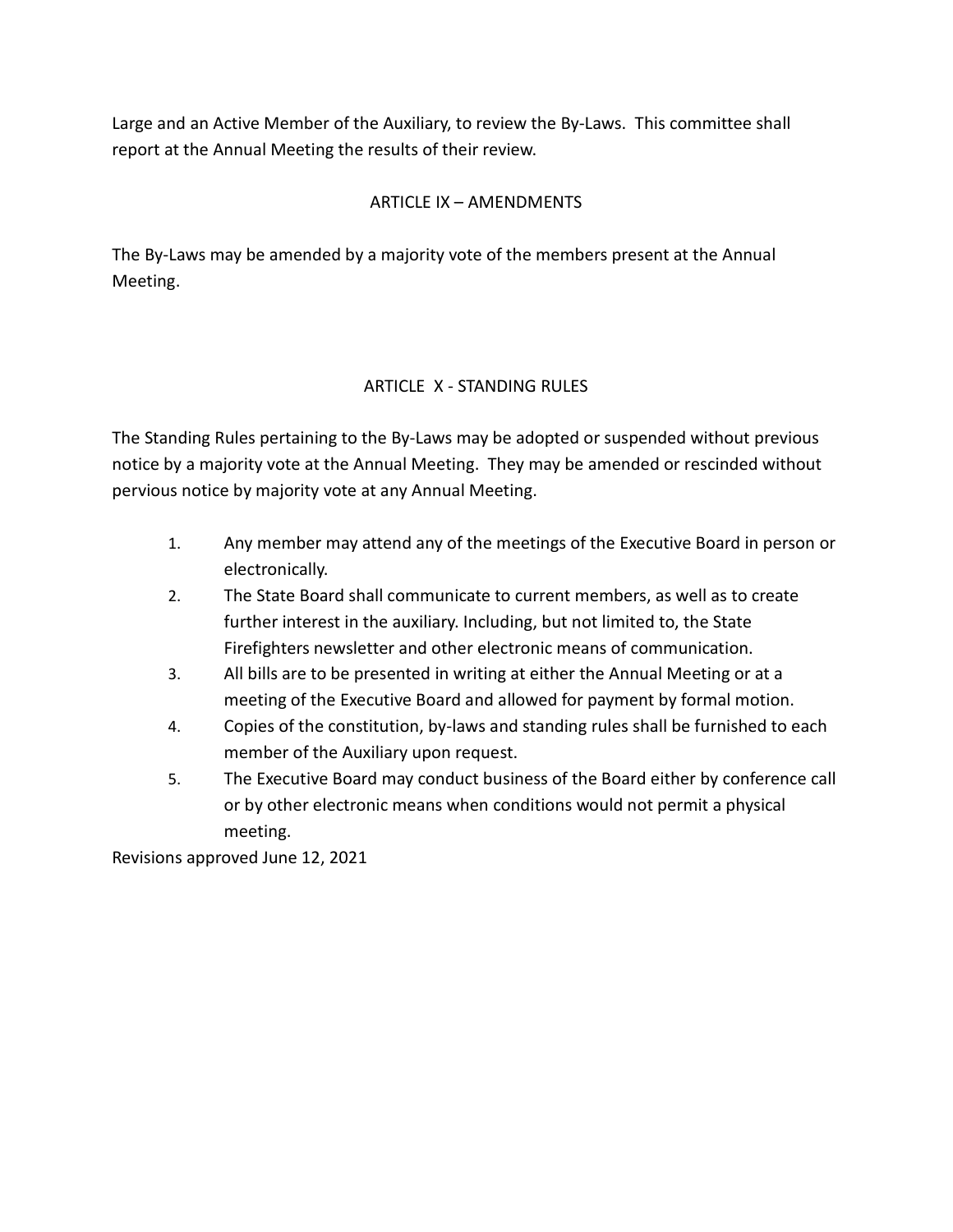Large and an Active Member of the Auxiliary, to review the By-Laws. This committee shall report at the Annual Meeting the results of their review.

## ARTICLE IX – AMENDMENTS

The By-Laws may be amended by a majority vote of the members present at the Annual Meeting.

## ARTICLE X - STANDING RULES

The Standing Rules pertaining to the By-Laws may be adopted or suspended without previous notice by a majority vote at the Annual Meeting. They may be amended or rescinded without pervious notice by majority vote at any Annual Meeting.

1. Any member may attend any of the meetings of the Executive Board in person or electronically.
2. The State Board shall communicate to current members, as well as to create further interest in the auxiliary. Including, but not limited to, the State Firefighters newsletter and other electronic means of communication.
3. All bills are to be presented in writing at either the Annual Meeting or at a meeting of the Executive Board and allowed for payment by formal motion.
4. Copies of the constitution, by-laws and standing rules shall be furnished to each member of the Auxiliary upon request.
5. The Executive Board may conduct business of the Board either by conference call or by other electronic means when conditions would not permit a physical meeting.

Revisions approved June 12, 2021